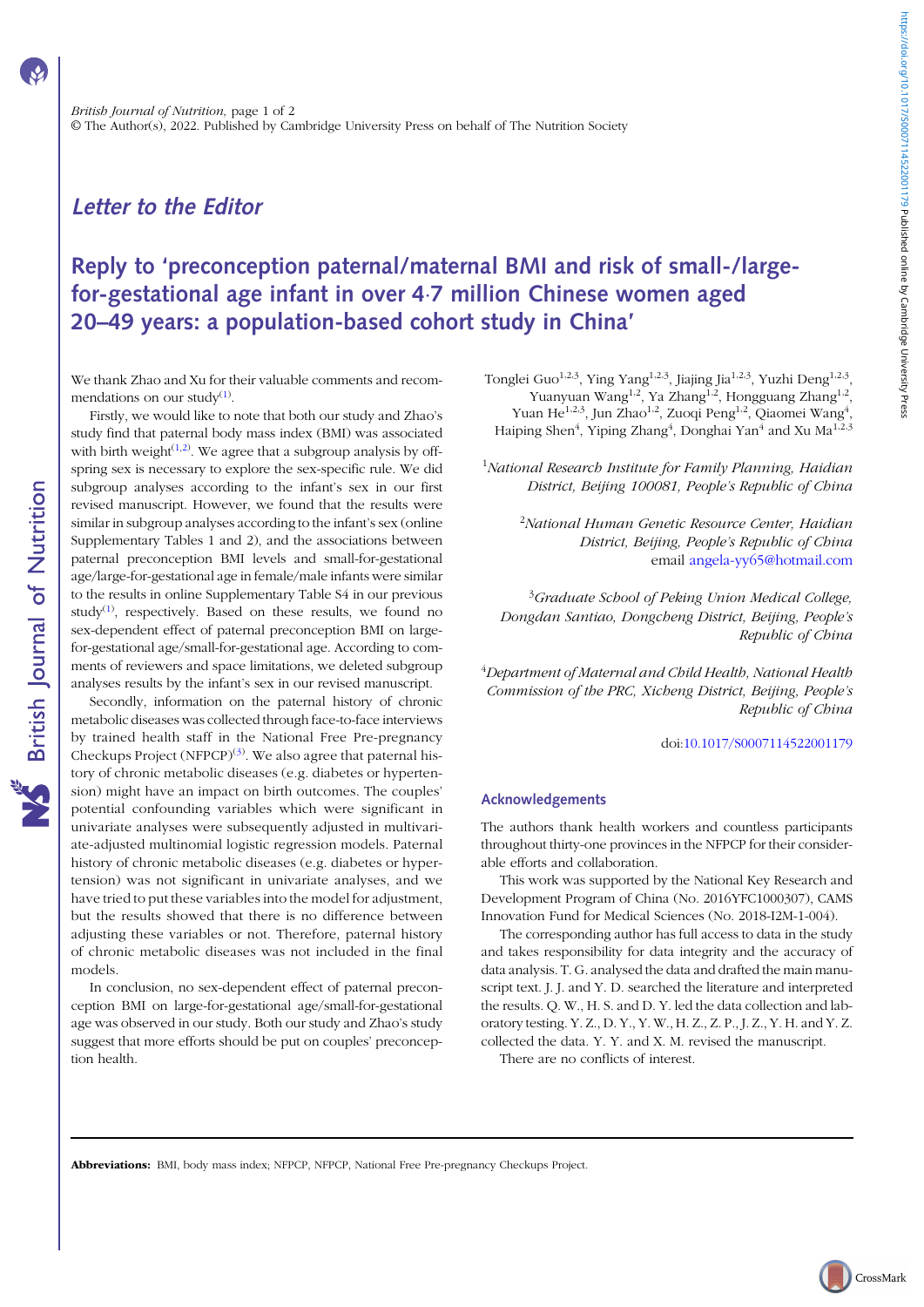## Letter to the Editor

# Reply to 'preconception paternal/maternal BMI and risk of small-/large-for-gestational age infant in over 4·7 million Chinese women aged 20–49 years: a population-based cohort study in China'

We thank Zhao and Xu for their valuable comments and recommendations on our study[1].

Firstly, we would like to note that both our study and Zhao's study find that paternal body mass index (BMI) was associated with birth weight[1,2]. We agree that a subgroup analysis by offspring sex is necessary to explore the sex-specific rule. We did subgroup analyses according to the infant's sex in our first revised manuscript. However, we found that the results were similar in subgroup analyses according to the infant's sex (online Supplementary Tables 1 and 2), and the associations between paternal preconception BMI levels and small-for-gestational age/large-for-gestational age in female/male infants were similar to the results in online Supplementary Table S4 in our previous study[1], respectively. Based on these results, we found no sex-dependent effect of paternal preconception BMI on large-for-gestational age/small-for-gestational age. According to comments of reviewers and space limitations, we deleted subgroup analyses results by the infant's sex in our revised manuscript.

Secondly, information on the paternal history of chronic metabolic diseases was collected through face-to-face interviews by trained health staff in the National Free Pre-pregnancy Checkups Project (NFPCP)[3]. We also agree that paternal history of chronic metabolic diseases (e.g. diabetes or hypertension) might have an impact on birth outcomes. The couples' potential confounding variables which were significant in univariate analyses were subsequently adjusted in multivariate-adjusted multinomial logistic regression models. Paternal history of chronic metabolic diseases (e.g. diabetes or hypertension) was not significant in univariate analyses, and we have tried to put these variables into the model for adjustment, but the results showed that there is no difference between adjusting these variables or not. Therefore, paternal history of chronic metabolic diseases was not included in the final models.

In conclusion, no sex-dependent effect of paternal preconception BMI on large-for-gestational age/small-for-gestational age was observed in our study. Both our study and Zhao's study suggest that more efforts should be put on couples' preconception health.

Tonglei Guo[1,2,3], Ying Yang[1,2,3], Jiajing Jia[1,2,3], Yuzhi Deng[1,2,3], Yuanyuan Wang[1,2], Ya Zhang[1,2], Hongguang Zhang[1,2], Yuan He[1,2,3], Jun Zhao[1,2], Zuoqi Peng[1,2], Qiaomei Wang[4], Haiping Shen[4], Yiping Zhang[4], Donghai Yan[4] and Xu Ma[1,2,3]

[1]*National Research Institute for Family Planning, Haidian District, Beijing 100081, People's Republic of China*

[2]*National Human Genetic Resource Center, Haidian District, Beijing, People's Republic of China*
email angela-yy65@hotmail.com

[3]*Graduate School of Peking Union Medical College, Dongdan Santiao, Dongcheng District, Beijing, People's Republic of China*

[4]*Department of Maternal and Child Health, National Health Commission of the PRC, Xicheng District, Beijing, People's Republic of China*

doi:10.1017/S0007114522001179

## Acknowledgements

The authors thank health workers and countless participants throughout thirty-one provinces in the NFPCP for their considerable efforts and collaboration.

This work was supported by the National Key Research and Development Program of China (No. 2016YFC1000307), CAMS Innovation Fund for Medical Sciences (No. 2018-I2M-1-004).

The corresponding author has full access to data in the study and takes responsibility for data integrity and the accuracy of data analysis. T. G. analysed the data and drafted the main manuscript text. J. J. and Y. D. searched the literature and interpreted the results. Q. W., H. S. and D. Y. led the data collection and laboratory testing. Y. Z., D. Y., Y. W., H. Z., Z. P., J. Z., Y. H. and Y. Z. collected the data. Y. Y. and X. M. revised the manuscript.

There are no conflicts of interest.

**Abbreviations:** BMI, body mass index; NFPCP, NFPCP, National Free Pre-pregnancy Checkups Project.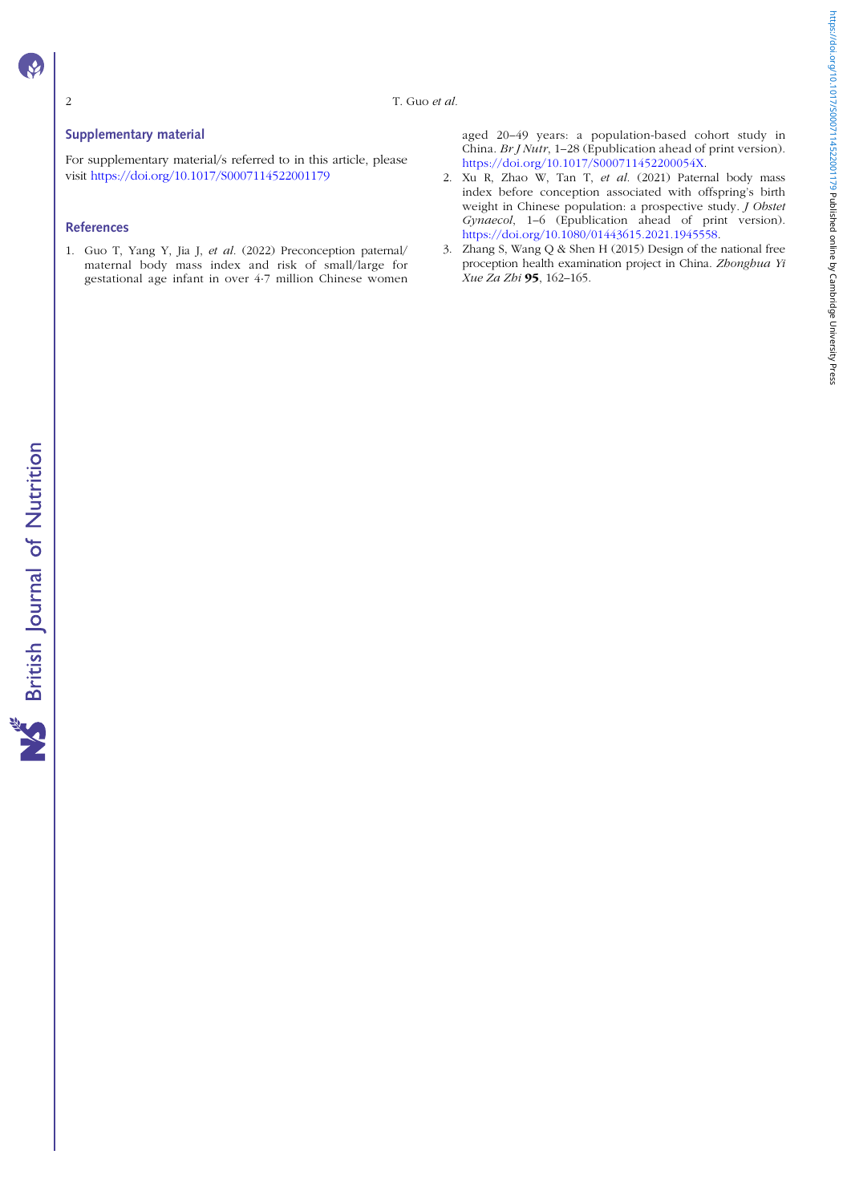## Supplementary material

For supplementary material/s referred to in this article, please visit https://doi.org/10.1017/S0007114522001179

## References

1. Guo T, Yang Y, Jia J, *et al.* (2022) Preconception paternal/maternal body mass index and risk of small/large for gestational age infant in over 4·7 million Chinese women aged 20–49 years: a population-based cohort study in China. *Br J Nutr*, 1–28 (Epublication ahead of print version). https://doi.org/10.1017/S000711452200054X.
2. Xu R, Zhao W, Tan T, *et al.* (2021) Paternal body mass index before conception associated with offspring's birth weight in Chinese population: a prospective study. *J Obstet Gynaecol*, 1–6 (Epublication ahead of print version). https://doi.org/10.1080/01443615.2021.1945558.
3. Zhang S, Wang Q & Shen H (2015) Design of the national free proception health examination project in China. *Zhonghua Yi Xue Za Zhi* **95**, 162–165.